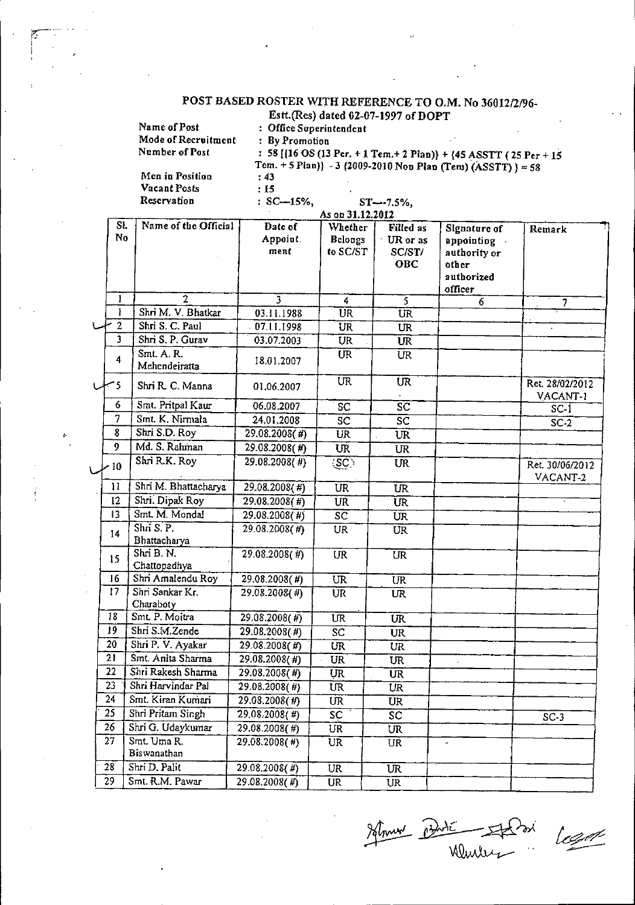# POST BASED ROSTER WITH REFERENCE TO O.M. No 36012/2/96-Estt.(Res) dated 02-07-1997 of DOPT

| | |
|---|---|
| Name of Post | : Office Superintendent |
| Mode of Recruitment | : By Promotion |
| Number of Post | : 58 [{16 OS (13 Per. + 1 Tem.+ 2 Plan)} + {45 ASSTT ( 25 Per + 15 Tem. + 5 Plan)} - 3 (2009-2010 Non Plan (Tem) (ASSTT) } = 58 |
| Men in Position | : 43 |
| Vacant Posts | : 15 |
| Reservation | : SC—15%, ST—-7.5%, |

As on 31.12.2012

| Sl. No | Name of the Official | Date of Appointment | Whether Belongs to SC/ST | Filled as UR or as SC/ST/ OBC | Signature of appointing authority or other authorized officer | Remark |
|---|---|---|---|---|---|---|
| 1 | 2 | 3 | 4 | 5 | 6 | 7 |
| 1 | Shri M. V. Bhatkar | 03.11.1988 | UR | UR | | |
| 2 | Shri S. C. Paul | 07.11.1998 | UR | UR | | |
| 3 | Shri S. P. Gurav | 03.07.2003 | UR | UR | | |
| 4 | Smt. A. R. Mehendeiratta | 18.01.2007 | UR | UR | | |
| 5 | Shri R. C. Manna | 01.06.2007 | UR | UR | | Ret. 28/02/2012 VACANT-1 |
| 6 | Smt. Pritpal Kaur | 06.08.2007 | SC | SC | | SC-1 |
| 7 | Smt. K. Nirmala | 24.01.2008 | SC | SC | | SC-2 |
| 8 | Shri S.D. Roy | 29.08.2008(#) | UR | UR | | |
| 9 | Md. S. Rahman | 29.08.2008(#) | UR | UR | | |
| 10 | Shri R.K. Roy | 29.08.2008(#) | (SC) | UR | | Ret. 30/06/2012 VACANT-2 |
| 11 | Shri M. Bhattacharya | 29.08.2008(#) | UR | UR | | |
| 12 | Shri. Dipak Roy | 29.08.2008(#) | UR | UR | | |
| 13 | Smt. M. Mondal | 29.08.2008(#) | SC | UR | | |
| 14 | Shri S. P. Bhattacharya | 29.08.2008(#) | UR | UR | | |
| 15 | Shri B. N. Chattopadhya | 29.08.2008(#) | UR | UR | | |
| 16 | Shri Amalendu Roy | 29.08.2008(#) | UR | UR | | |
| 17 | Shri Sankar Kr. Charaboty | 29.08.2008(#) | UR | UR | | |
| 18 | Smt. P. Moitra | 29.08.2008(#) | UR | UR | | |
| 19 | Shri S.M.Zende | 29.08.2008(#) | SC | UR | | |
| 20 | Shri P. V. Ayakar | 29.08.2008(#) | UR | UR | | |
| 21 | Smt. Anita Sharma | 29.08.2008(#) | UR | UR | | |
| 22 | Shri Rakesh Sharma | 29.08.2008(#) | UR | UR | | |
| 23 | Shri Harvindar Pal | 29.08.2008(#) | UR | UR | | |
| 24 | Smt. Kiran Kumari | 29.08.2008(#) | UR | UR | | |
| 25 | Shri Pritam Singh | 29.08.2008(#) | SC | SC | | SC-3 |
| 26 | Shri G. Udaykumar | 29.08.2008(#) | UR | UR | | |
| 27 | Smt. Uma R. Biswanathan | 29.08.2008(#) | UR | UR | | |
| 28 | Shri D. Palit | 29.08.2008(#) | UR | UR | | |
| 29 | Smt. R.M. Pawar | 29.08.2008(#) | UR | UR | | |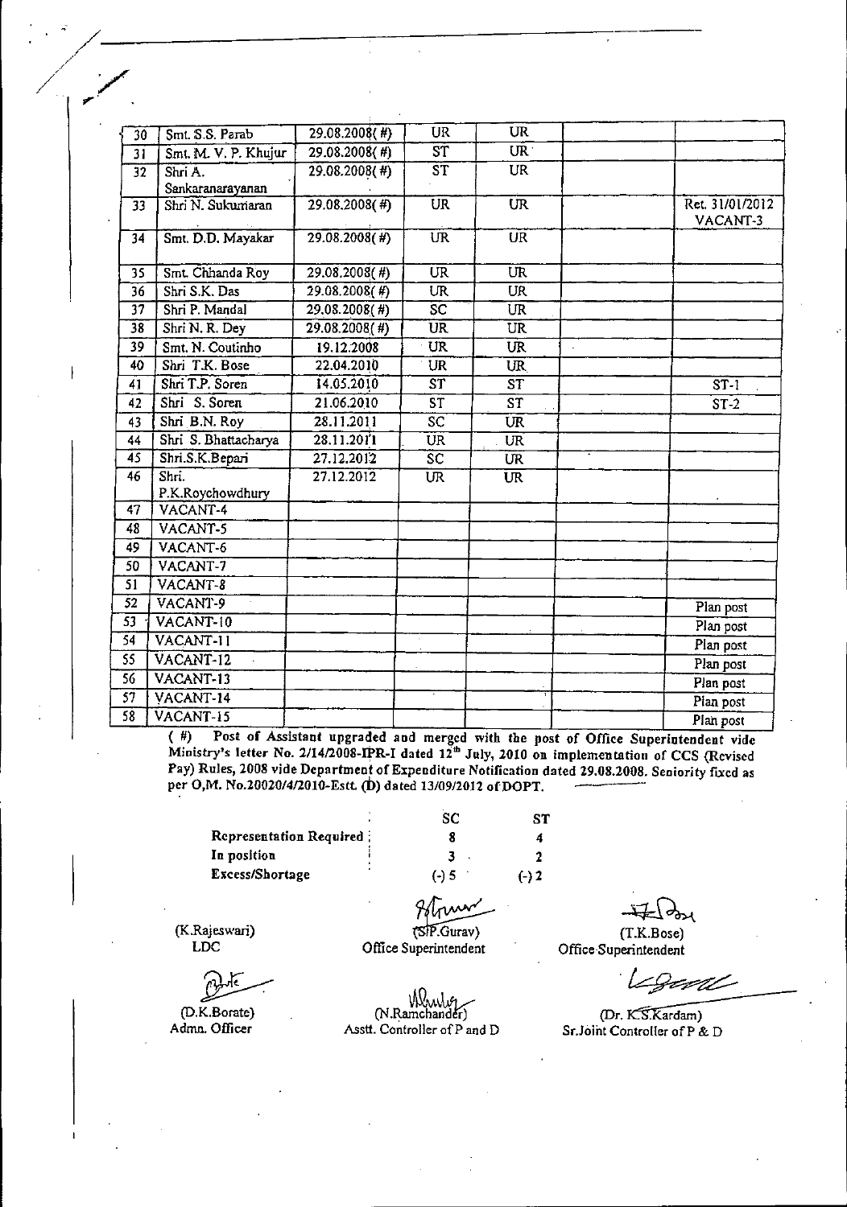| 30 | Smt. S.S. Parab | 29.08.2008(#) | UR | UR | | |
|---|---|---|---|---|---|---|
| 31 | Smt. M. V. P. Khujur | 29.08.2008(#) | ST | UR | | |
| 32 | Shri A. Sankaranarayanan | 29.08.2008(#) | ST | UR | | |
| 33 | Shri N. Sukumaran | 29.08.2008(#) | UR | UR | | Ret. 31/01/2012 VACANT-3 |
| 34 | Smt. D.D. Mayakar | 29.08.2008(#) | UR | UR | | |
| 35 | Smt. Chhanda Roy | 29.08.2008(#) | UR | UR | | |
| 36 | Shri S.K. Das | 29.08.2008(#) | UR | UR | | |
| 37 | Shri P. Mandal | 29.08.2008(#) | SC | UR | | |
| 38 | Shri N. R. Dey | 29.08.2008(#) | UR | UR | | |
| 39 | Smt. N. Coutinho | 19.12.2008 | UR | UR | | |
| 40 | Shri T.K. Bose | 22.04.2010 | UR | UR | | |
| 41 | Shri T.P. Soren | 14.05.2010 | ST | ST | | ST-1 |
| 42 | Shri S. Soren | 21.06.2010 | ST | ST | | ST-2 |
| 43 | Shri B.N. Roy | 28.11.2011 | SC | UR | | |
| 44 | Shri S. Bhattacharya | 28.11.2011 | UR | UR | | |
| 45 | Shri.S.K.Bepari | 27.12.2012 | SC | UR | | |
| 46 | Shri. P.K.Roychowdhury | 27.12.2012 | UR | UR | | |
| 47 | VACANT-4 | | | | | |
| 48 | VACANT-5 | | | | | |
| 49 | VACANT-6 | | | | | |
| 50 | VACANT-7 | | | | | |
| 51 | VACANT-8 | | | | | |
| 52 | VACANT-9 | | | | | Plan post |
| 53 | VACANT-10 | | | | | Plan post |
| 54 | VACANT-11 | | | | | Plan post |
| 55 | VACANT-12 | | | | | Plan post |
| 56 | VACANT-13 | | | | | Plan post |
| 57 | VACANT-14 | | | | | Plan post |
| 58 | VACANT-15 | | | | | Plan post |

**(#) Post of Assistant upgraded and merged with the post of Office Superintendent vide Ministry's letter No. 2/14/2008-IPR-I dated 12th July, 2010 on implementation of CCS (Revised Pay) Rules, 2008 vide Department of Expenditure Notification dated 29.08.2008. Seniority fixed as per O.M. No.20020/4/2010-Estt. (D) dated 13/09/2012 of DOPT.**

| | SC | ST |
|---|---|---|
| **Representation Required** | 8 | 4 |
| **In position** | 3 | 2 |
| **Excess/Shortage** | (-) 5 | (-) 2 |

(K.Rajeswari)
LDC

(S.P.Gurav)
Office Superintendent

(T.K.Bose)
Office Superintendent

(D.K.Borate)
Admn. Officer

(N.Ramchander)
Asstt. Controller of P and D

(Dr. K.S.Kardam)
Sr.Joint Controller of P & D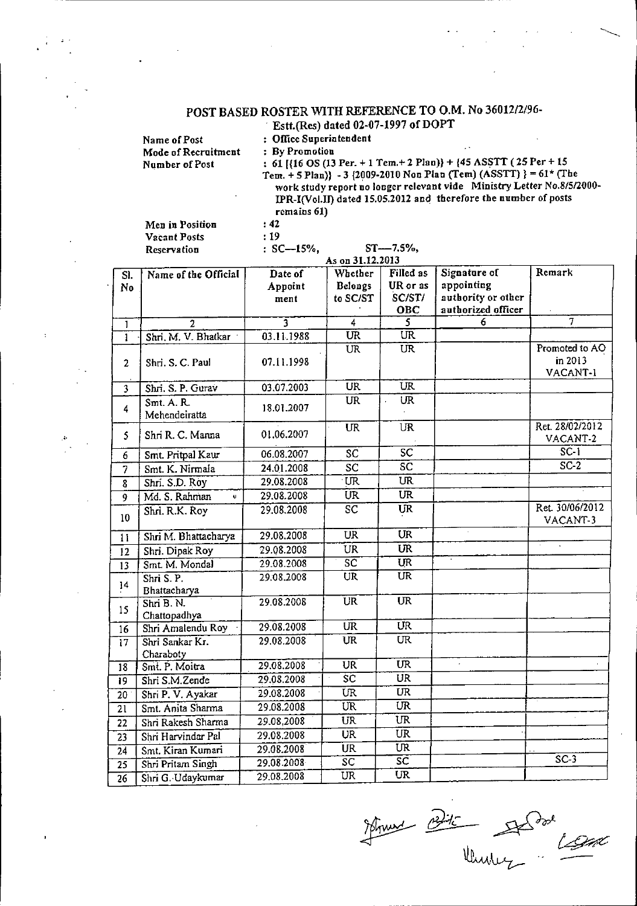# POST BASED ROSTER WITH REFERENCE TO O.M. No 36012/2/96-Estt.(Res) dated 02-07-1997 of DOPT

| | |
|---|---|
| Name of Post | : Office Superintendent |
| Mode of Recruitment | : By Promotion |
| Number of Post | : 61 [{16 OS (13 Per. + 1 Tem.+ 2 Plan)} + {45 ASSTT ( 25 Per + 15 Tem. + 5 Plan)} - 3 {2009-2010 Non Plan (Tem) (ASSTT) } = 61* (The work study report no longer relevant vide Ministry Letter No.8/5/2000-IPR-I(Vol.II) dated 15.05.2012 and therefore the number of posts remains 61) |
| Men in Position | : 42 |
| Vacant Posts | : 19 |
| Reservation | : SC—15%, ST—7.5%, |

As on 31.12.2013

| Sl. No | Name of the Official | Date of Appointment | Whether Belongs to SC/ST | Filled as UR or as SC/ST/ OBC | Signature of appointing authority or other authorized officer | Remark |
|---|---|---|---|---|---|---|
| 1 | 2 | 3 | 4 | 5 | 6 | 7 |
| 1 | Shri. M. V. Bhatkar | 03.11.1988 | UR | UR | | |
| 2 | Shri. S. C. Paul | 07.11.1998 | UR | UR | | Promoted to AO in 2013 VACANT-1 |
| 3 | Shri. S. P. Gurav | 03.07.2003 | UR | UR | | |
| 4 | Smt. A. R. Mehendeiratta | 18.01.2007 | UR | UR | | |
| 5 | Shri R. C. Manna | 01.06.2007 | UR | UR | | Ret. 28/02/2012 VACANT-2 |
| 6 | Smt. Pritpal Kaur | 06.08.2007 | SC | SC | | SC-1 |
| 7 | Smt. K. Nirmala | 24.01.2008 | SC | SC | | SC-2 |
| 8 | Shri. S.D. Roy | 29.08.2008 | UR | UR | | |
| 9 | Md. S. Rahman | 29.08.2008 | UR | UR | | |
| 10 | Shri. R.K. Roy | 29.08.2008 | SC | UR | | Ret. 30/06/2012 VACANT-3 |
| 11 | Shri M. Bhattacharya | 29.08.2008 | UR | UR | | |
| 12 | Shri. Dipak Roy | 29.08.2008 | UR | UR | | |
| 13 | Smt. M. Mondal | 29.08.2008 | SC | UR | | |
| 14 | Shri S. P. Bhattacharya | 29.08.2008 | UR | UR | | |
| 15 | Shri B. N. Chattopadhya | 29.08.2008 | UR | UR | | |
| 16 | Shri Amalendu Roy | 29.08.2008 | UR | UR | | |
| 17 | Shri Sankar Kr. Charaboty | 29.08.2008 | UR | UR | | |
| 18 | Smt. P. Moitra | 29.08.2008 | UR | UR | | |
| 19 | Shri S.M.Zende | 29.08.2008 | SC | UR | | |
| 20 | Shri P. V. Ayakar | 29.08.2008 | UR | UR | | |
| 21 | Smt. Anita Sharma | 29.08.2008 | UR | UR | | |
| 22 | Shri Rakesh Sharma | 29.08.2008 | UR | UR | | |
| 23 | Shri Harvindar Pal | 29.08.2008 | UR | UR | | |
| 24 | Smt. Kiran Kumari | 29.08.2008 | UR | UR | | |
| 25 | Shri Pritam Singh | 29.08.2008 | SC | SC | | SC-3 |
| 26 | Shri G. Udaykumar | 29.08.2008 | UR | UR | | |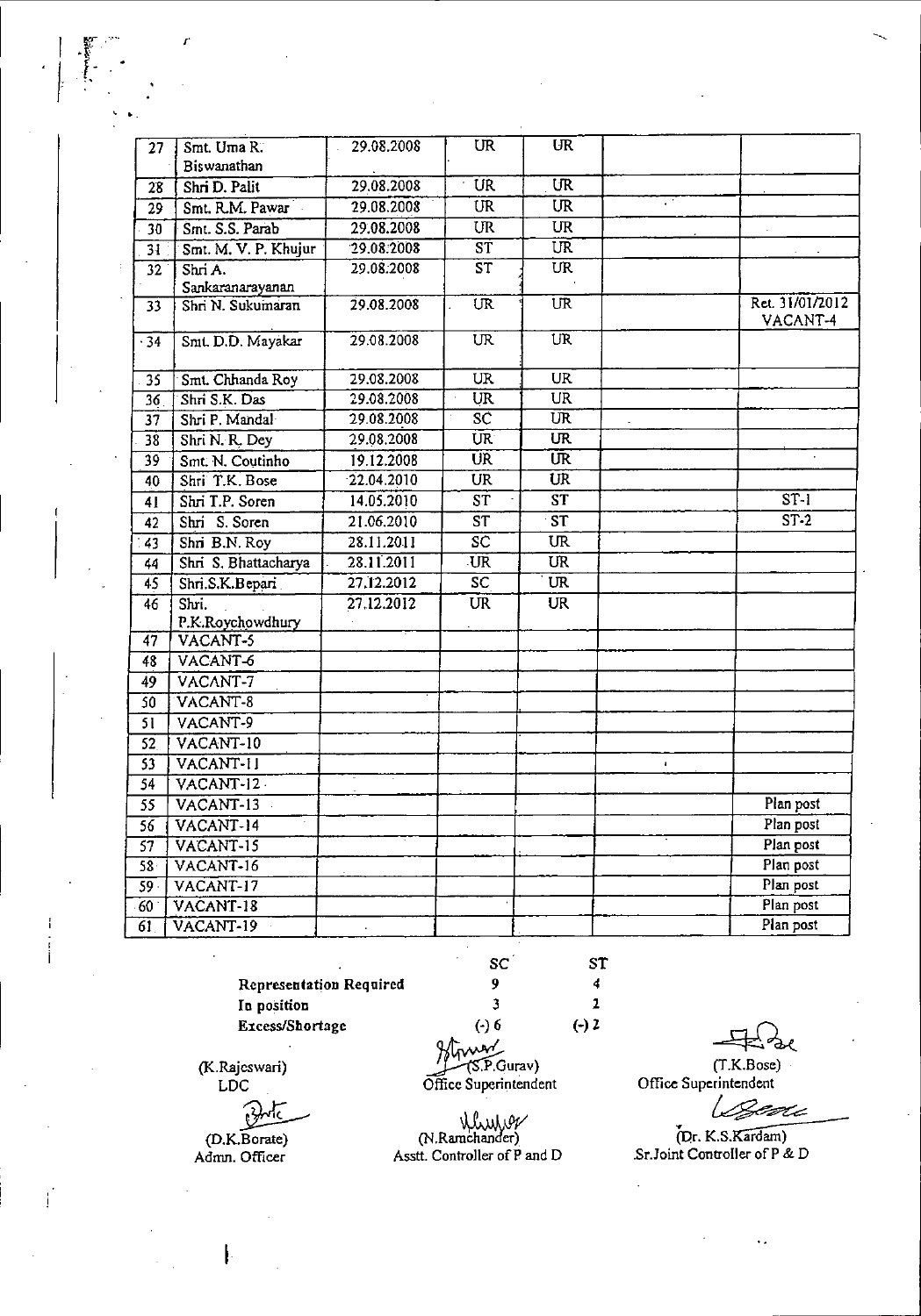| | | | | | | |
|---|---|---|---|---|---|---|
| 27 | Smt. Uma R. Biswanathan | 29.08.2008 | UR | UR | | |
| 28 | Shri D. Palit | 29.08.2008 | UR | UR | | |
| 29 | Smt. R.M. Pawar | 29.08.2008 | UR | UR | | |
| 30 | Smt. S.S. Parab | 29.08.2008 | UR | UR | | |
| 31 | Smt. M. V. P. Khujur | 29.08.2008 | ST | UR | | |
| 32 | Shri A. Sankaranarayanan | 29.08.2008 | ST | UR | | |
| 33 | Shri N. Sukumaran | 29.08.2008 | UR | UR | | Ret. 31/01/2012 VACANT-4 |
| 34 | Smt. D.D. Mayakar | 29.08.2008 | UR | UR | | |
| 35 | Smt. Chhanda Roy | 29.08.2008 | UR | UR | | |
| 36 | Shri S.K. Das | 29.08.2008 | UR | UR | | |
| 37 | Shri P. Mandal | 29.08.2008 | SC | UR | | |
| 38 | Shri N. R. Dey | 29.08.2008 | UR | UR | | |
| 39 | Smt. N. Coutinho | 19.12.2008 | UR | UR | | |
| 40 | Shri T.K. Bose | 22.04.2010 | UR | UR | | |
| 41 | Shri T.P. Soren | 14.05.2010 | ST | ST | | ST-1 |
| 42 | Shri S. Soren | 21.06.2010 | ST | ST | | ST-2 |
| 43 | Shri B.N. Roy | 28.11.2011 | SC | UR | | |
| 44 | Shri S. Bhattacharya | 28.11.2011 | UR | UR | | |
| 45 | Shri.S.K.Bepari | 27.12.2012 | SC | UR | | |
| 46 | Shri. P.K.Roychowdhury | 27.12.2012 | UR | UR | | |
| 47 | VACANT-5 | | | | | |
| 48 | VACANT-6 | | | | | |
| 49 | VACANT-7 | | | | | |
| 50 | VACANT-8 | | | | | |
| 51 | VACANT-9 | | | | | |
| 52 | VACANT-10 | | | | | |
| 53 | VACANT-11 | | | | | |
| 54 | VACANT-12 | | | | | |
| 55 | VACANT-13 | | | | | Plan post |
| 56 | VACANT-14 | | | | | Plan post |
| 57 | VACANT-15 | | | | | Plan post |
| 58 | VACANT-16 | | | | | Plan post |
| 59 | VACANT-17 | | | | | Plan post |
| 60 | VACANT-18 | | | | | Plan post |
| 61 | VACANT-19 | | | | | Plan post |

| | SC | ST |
|---|---|---|
| **Representation Required** | 9 | 4 |
| **In position** | 3 | 2 |
| **Excess/Shortage** | (-) 6 | (-) 2 |

(K.Rajeswari)
LDC

(S.P.Gurav)
Office Superintendent

(T.K.Bose)
Office Superintendent

(D.K.Borate)
Admn. Officer

(N.Ramchander)
Asstt. Controller of P and D

(Dr. K.S.Kardam)
Sr.Joint Controller of P & D